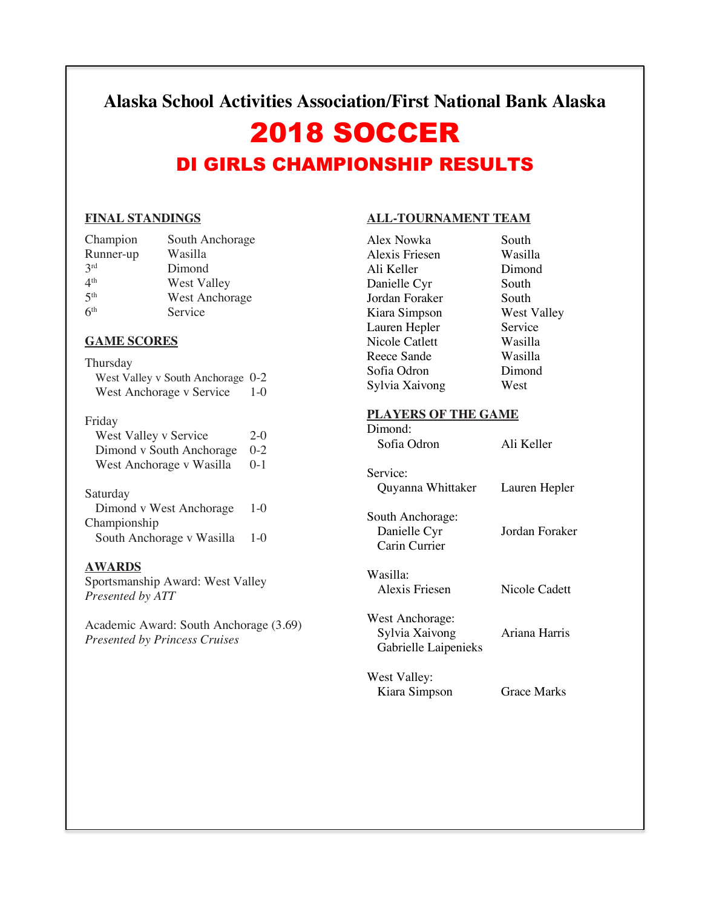# Alaska School Activities Association/First National Bank Alaska

# 2018 SOCCER

## DI GIRLS CHAMPIONSHIP RESULTS

### FINAL STANDINGS

| | |
|---|---|
| Champion | South Anchorage |
| Runner-up | Wasilla |
| 3rd | Dimond |
| 4th | West Valley |
| 5th | West Anchorage |
| 6th | Service |

### GAME SCORES

Thursday

| | |
|---|---|
| West Valley v South Anchorage | 0-2 |
| West Anchorage v Service | 1-0 |

Friday

| | |
|---|---|
| West Valley v Service | 2-0 |
| Dimond v South Anchorage | 0-2 |
| West Anchorage v Wasilla | 0-1 |

Saturday

| | |
|---|---|
| Dimond v West Anchorage | 1-0 |

Championship

| | |
|---|---|
| South Anchorage v Wasilla | 1-0 |

### AWARDS

Sportsmanship Award: West Valley
*Presented by ATT*

Academic Award: South Anchorage (3.69)
*Presented by Princess Cruises*

### ALL-TOURNAMENT TEAM

| | |
|---|---|
| Alex Nowka | South |
| Alexis Friesen | Wasilla |
| Ali Keller | Dimond |
| Danielle Cyr | South |
| Jordan Foraker | South |
| Kiara Simpson | West Valley |
| Lauren Hepler | Service |
| Nicole Catlett | Wasilla |
| Reece Sande | Wasilla |
| Sofia Odron | Dimond |
| Sylvia Xaivong | West |

### PLAYERS OF THE GAME

Dimond:
- Sofia Odron — Ali Keller

Service:
- Quyanna Whittaker — Lauren Hepler

South Anchorage:
- Danielle Cyr — Jordan Foraker
- Carin Currier

Wasilla:
- Alexis Friesen — Nicole Cadett

West Anchorage:
- Sylvia Xaivong — Ariana Harris
- Gabrielle Laipenieks

West Valley:
- Kiara Simpson — Grace Marks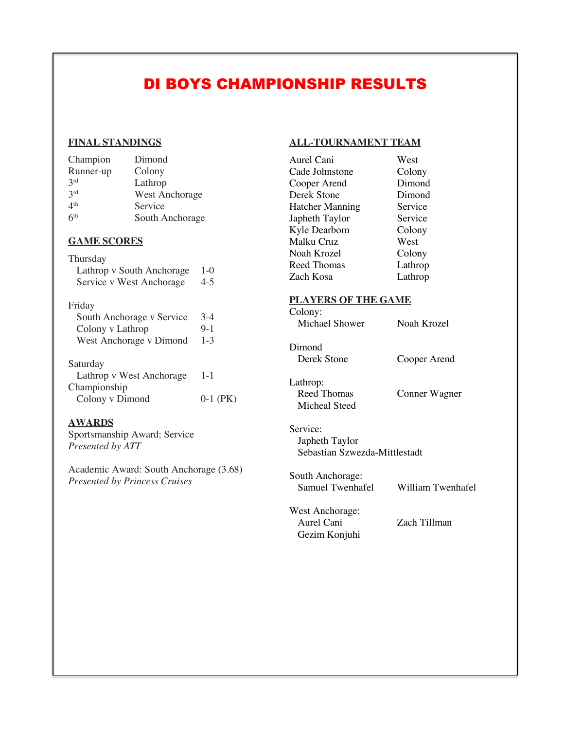# DI BOYS CHAMPIONSHIP RESULTS

## FINAL STANDINGS

| | |
|---|---|
| Champion | Dimond |
| Runner-up | Colony |
| 3rd | Lathrop |
| 3rd | West Anchorage |
| 4th | Service |
| 6th | South Anchorage |

## GAME SCORES

Thursday

| | |
|---|---|
| Lathrop v South Anchorage | 1-0 |
| Service v West Anchorage | 4-5 |

Friday

| | |
|---|---|
| South Anchorage v Service | 3-4 |
| Colony v Lathrop | 9-1 |
| West Anchorage v Dimond | 1-3 |

Saturday

| | |
|---|---|
| Lathrop v West Anchorage | 1-1 |

Championship

| | |
|---|---|
| Colony v Dimond | 0-1 (PK) |

## AWARDS

Sportsmanship Award: Service
*Presented by ATT*

Academic Award: South Anchorage (3.68)
*Presented by Princess Cruises*

## ALL-TOURNAMENT TEAM

| | |
|---|---|
| Aurel Cani | West |
| Cade Johnstone | Colony |
| Cooper Arend | Dimond |
| Derek Stone | Dimond |
| Hatcher Manning | Service |
| Japheth Taylor | Service |
| Kyle Dearborn | Colony |
| Malku Cruz | West |
| Noah Krozel | Colony |
| Reed Thomas | Lathrop |
| Zach Kosa | Lathrop |

## PLAYERS OF THE GAME

Colony:
- Michael Shower
- Noah Krozel

Dimond
- Derek Stone
- Cooper Arend

Lathrop:
- Reed Thomas
- Conner Wagner
- Micheal Steed

Service:
- Japheth Taylor
- Sebastian Szwezda-Mittlestadt

South Anchorage:
- Samuel Twenhafel
- William Twenhafel

West Anchorage:
- Aurel Cani
- Zach Tillman
- Gezim Konjuhi